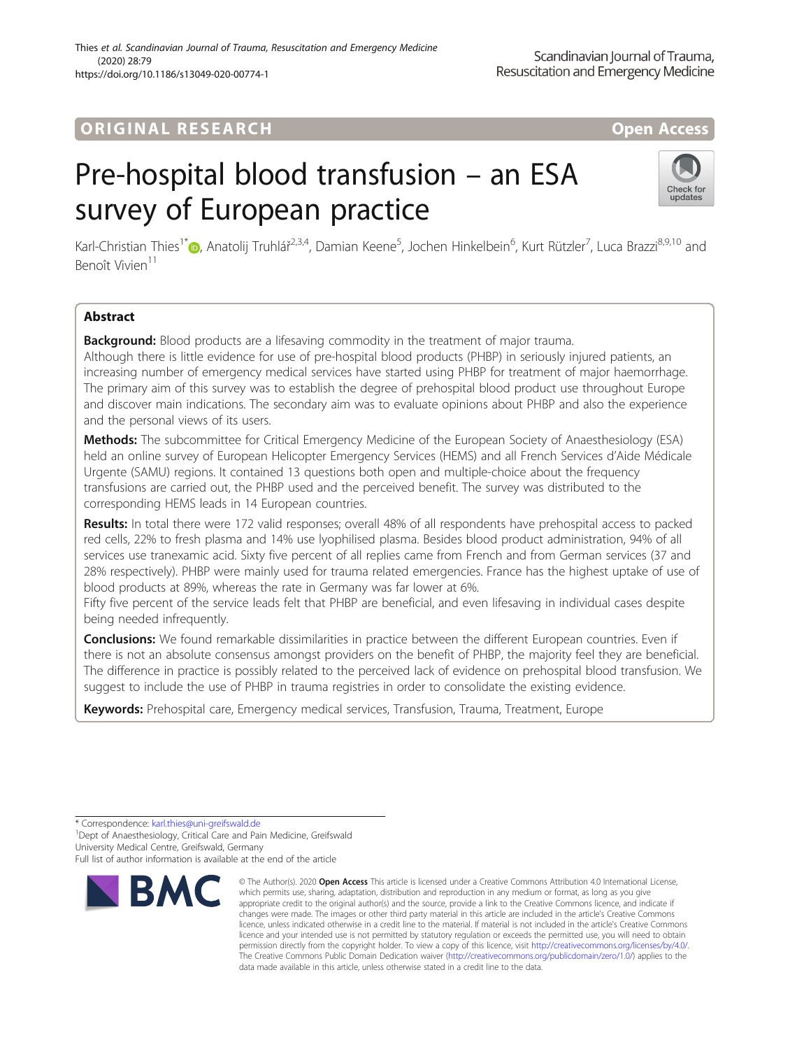ORIGINAL RESEARCH

Open Access

# Pre-hospital blood transfusion – an ESA survey of European practice

Karl-Christian Thies[1*], Anatolij Truhlář[2,3,4], Damian Keene[5], Jochen Hinkelbein[6], Kurt Rützler[7], Luca Brazzi[8,9,10] and Benoît Vivien[11]

## Abstract

**Background:** Blood products are a lifesaving commodity in the treatment of major trauma.
Although there is little evidence for use of pre-hospital blood products (PHBP) in seriously injured patients, an increasing number of emergency medical services have started using PHBP for treatment of major haemorrhage. The primary aim of this survey was to establish the degree of prehospital blood product use throughout Europe and discover main indications. The secondary aim was to evaluate opinions about PHBP and also the experience and the personal views of its users.

**Methods:** The subcommittee for Critical Emergency Medicine of the European Society of Anaesthesiology (ESA) held an online survey of European Helicopter Emergency Services (HEMS) and all French Services d'Aide Médicale Urgente (SAMU) regions. It contained 13 questions both open and multiple-choice about the frequency transfusions are carried out, the PHBP used and the perceived benefit. The survey was distributed to the corresponding HEMS leads in 14 European countries.

**Results:** In total there were 172 valid responses; overall 48% of all respondents have prehospital access to packed red cells, 22% to fresh plasma and 14% use lyophilised plasma. Besides blood product administration, 94% of all services use tranexamic acid. Sixty five percent of all replies came from French and from German services (37 and 28% respectively). PHBP were mainly used for trauma related emergencies. France has the highest uptake of use of blood products at 89%, whereas the rate in Germany was far lower at 6%.
Fifty five percent of the service leads felt that PHBP are beneficial, and even lifesaving in individual cases despite being needed infrequently.

**Conclusions:** We found remarkable dissimilarities in practice between the different European countries. Even if there is not an absolute consensus amongst providers on the benefit of PHBP, the majority feel they are beneficial. The difference in practice is possibly related to the perceived lack of evidence on prehospital blood transfusion. We suggest to include the use of PHBP in trauma registries in order to consolidate the existing evidence.

**Keywords:** Prehospital care, Emergency medical services, Transfusion, Trauma, Treatment, Europe

---

* Correspondence: karl.thies@uni-greifswald.de
[1]Dept of Anaesthesiology, Critical Care and Pain Medicine, Greifswald University Medical Centre, Greifswald, Germany
Full list of author information is available at the end of the article

© The Author(s). 2020 **Open Access** This article is licensed under a Creative Commons Attribution 4.0 International License, which permits use, sharing, adaptation, distribution and reproduction in any medium or format, as long as you give appropriate credit to the original author(s) and the source, provide a link to the Creative Commons licence, and indicate if changes were made. The images or other third party material in this article are included in the article's Creative Commons licence, unless indicated otherwise in a credit line to the material. If material is not included in the article's Creative Commons licence and your intended use is not permitted by statutory regulation or exceeds the permitted use, you will need to obtain permission directly from the copyright holder. To view a copy of this licence, visit http://creativecommons.org/licenses/by/4.0/. The Creative Commons Public Domain Dedication waiver (http://creativecommons.org/publicdomain/zero/1.0/) applies to the data made available in this article, unless otherwise stated in a credit line to the data.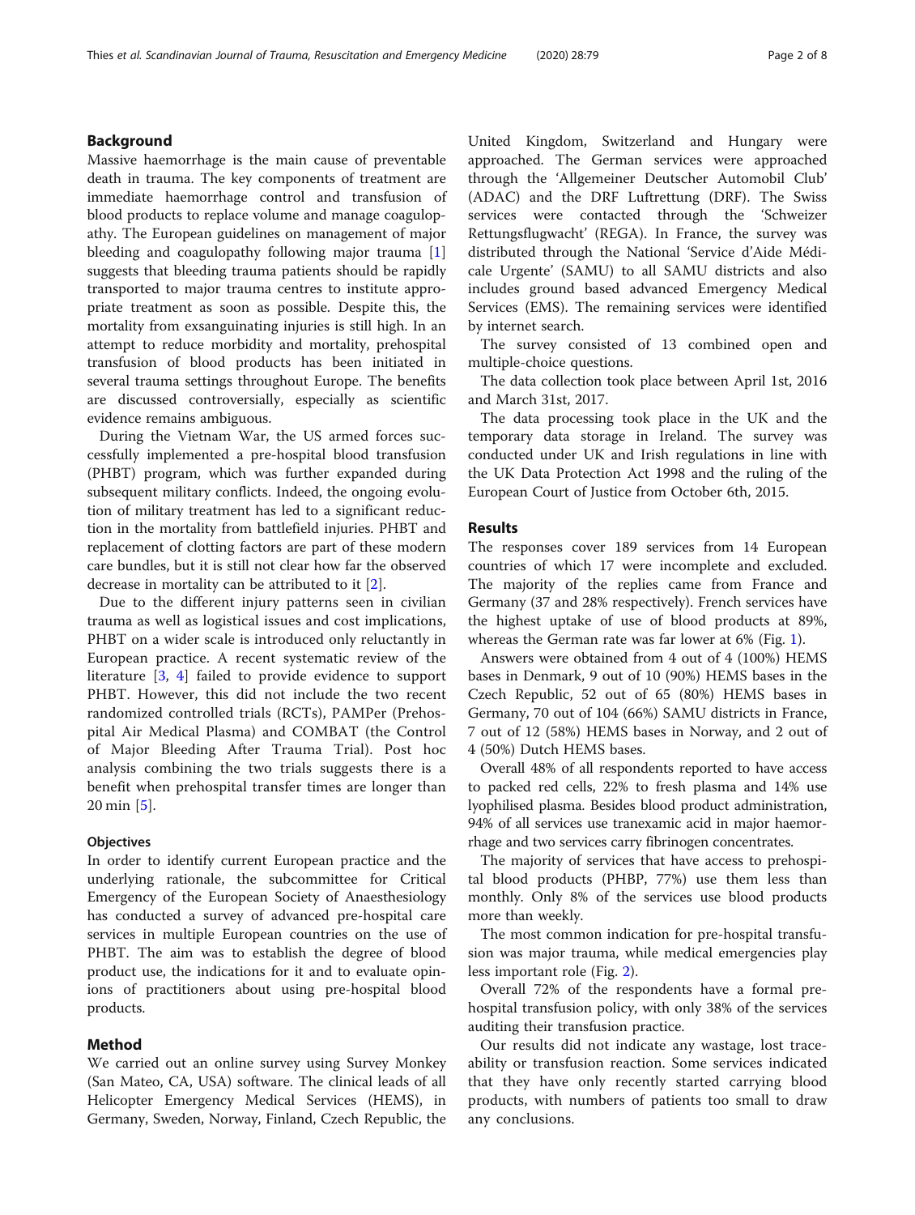## Background

Massive haemorrhage is the main cause of preventable death in trauma. The key components of treatment are immediate haemorrhage control and transfusion of blood products to replace volume and manage coagulopathy. The European guidelines on management of major bleeding and coagulopathy following major trauma [1] suggests that bleeding trauma patients should be rapidly transported to major trauma centres to institute appropriate treatment as soon as possible. Despite this, the mortality from exsanguinating injuries is still high. In an attempt to reduce morbidity and mortality, prehospital transfusion of blood products has been initiated in several trauma settings throughout Europe. The benefits are discussed controversially, especially as scientific evidence remains ambiguous.

During the Vietnam War, the US armed forces successfully implemented a pre-hospital blood transfusion (PHBT) program, which was further expanded during subsequent military conflicts. Indeed, the ongoing evolution of military treatment has led to a significant reduction in the mortality from battlefield injuries. PHBT and replacement of clotting factors are part of these modern care bundles, but it is still not clear how far the observed decrease in mortality can be attributed to it [2].

Due to the different injury patterns seen in civilian trauma as well as logistical issues and cost implications, PHBT on a wider scale is introduced only reluctantly in European practice. A recent systematic review of the literature [3, 4] failed to provide evidence to support PHBT. However, this did not include the two recent randomized controlled trials (RCTs), PAMPer (Prehospital Air Medical Plasma) and COMBAT (the Control of Major Bleeding After Trauma Trial). Post hoc analysis combining the two trials suggests there is a benefit when prehospital transfer times are longer than 20 min [5].

### Objectives

In order to identify current European practice and the underlying rationale, the subcommittee for Critical Emergency of the European Society of Anaesthesiology has conducted a survey of advanced pre-hospital care services in multiple European countries on the use of PHBT. The aim was to establish the degree of blood product use, the indications for it and to evaluate opinions of practitioners about using pre-hospital blood products.

## Method

We carried out an online survey using Survey Monkey (San Mateo, CA, USA) software. The clinical leads of all Helicopter Emergency Medical Services (HEMS), in Germany, Sweden, Norway, Finland, Czech Republic, the United Kingdom, Switzerland and Hungary were approached. The German services were approached through the 'Allgemeiner Deutscher Automobil Club' (ADAC) and the DRF Luftrettung (DRF). The Swiss services were contacted through the 'Schweizer Rettungsflugwacht' (REGA). In France, the survey was distributed through the National 'Service d'Aide Médicale Urgente' (SAMU) to all SAMU districts and also includes ground based advanced Emergency Medical Services (EMS). The remaining services were identified by internet search.

The survey consisted of 13 combined open and multiple-choice questions.

The data collection took place between April 1st, 2016 and March 31st, 2017.

The data processing took place in the UK and the temporary data storage in Ireland. The survey was conducted under UK and Irish regulations in line with the UK Data Protection Act 1998 and the ruling of the European Court of Justice from October 6th, 2015.

## Results

The responses cover 189 services from 14 European countries of which 17 were incomplete and excluded. The majority of the replies came from France and Germany (37 and 28% respectively). French services have the highest uptake of use of blood products at 89%, whereas the German rate was far lower at 6% (Fig. 1).

Answers were obtained from 4 out of 4 (100%) HEMS bases in Denmark, 9 out of 10 (90%) HEMS bases in the Czech Republic, 52 out of 65 (80%) HEMS bases in Germany, 70 out of 104 (66%) SAMU districts in France, 7 out of 12 (58%) HEMS bases in Norway, and 2 out of 4 (50%) Dutch HEMS bases.

Overall 48% of all respondents reported to have access to packed red cells, 22% to fresh plasma and 14% use lyophilised plasma. Besides blood product administration, 94% of all services use tranexamic acid in major haemorrhage and two services carry fibrinogen concentrates.

The majority of services that have access to prehospital blood products (PHBP, 77%) use them less than monthly. Only 8% of the services use blood products more than weekly.

The most common indication for pre-hospital transfusion was major trauma, while medical emergencies play less important role (Fig. 2).

Overall 72% of the respondents have a formal pre-hospital transfusion policy, with only 38% of the services auditing their transfusion practice.

Our results did not indicate any wastage, lost traceability or transfusion reaction. Some services indicated that they have only recently started carrying blood products, with numbers of patients too small to draw any conclusions.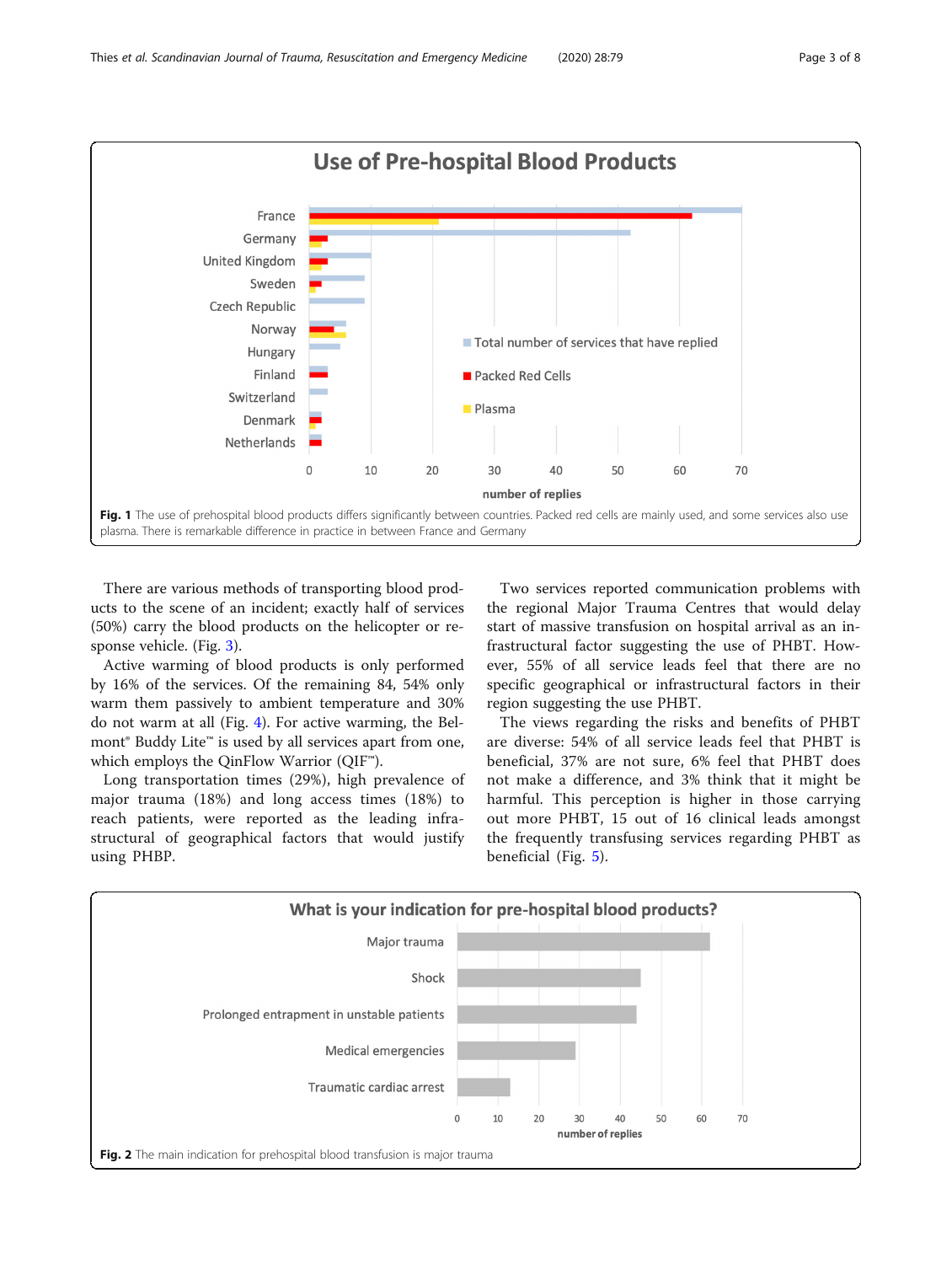Fig. 1 The use of prehospital blood products differs significantly between countries. Packed red cells are mainly used, and some services also use plasma. There is remarkable difference in practice in between France and Germany

There are various methods of transporting blood products to the scene of an incident; exactly half of services (50%) carry the blood products on the helicopter or response vehicle. (Fig. 3).

Active warming of blood products is only performed by 16% of the services. Of the remaining 84, 54% only warm them passively to ambient temperature and 30% do not warm at all (Fig. 4). For active warming, the Belmont® Buddy Lite™ is used by all services apart from one, which employs the QinFlow Warrior (QIF™).

Long transportation times (29%), high prevalence of major trauma (18%) and long access times (18%) to reach patients, were reported as the leading infrastructural of geographical factors that would justify using PHBP.

Two services reported communication problems with the regional Major Trauma Centres that would delay start of massive transfusion on hospital arrival as an infrastructural factor suggesting the use of PHBT. However, 55% of all service leads feel that there are no specific geographical or infrastructural factors in their region suggesting the use PHBT.

The views regarding the risks and benefits of PHBT are diverse: 54% of all service leads feel that PHBT is beneficial, 37% are not sure, 6% feel that PHBT does not make a difference, and 3% think that it might be harmful. This perception is higher in those carrying out more PHBT, 15 out of 16 clinical leads amongst the frequently transfusing services regarding PHBT as beneficial (Fig. 5).

Fig. 2 The main indication for prehospital blood transfusion is major trauma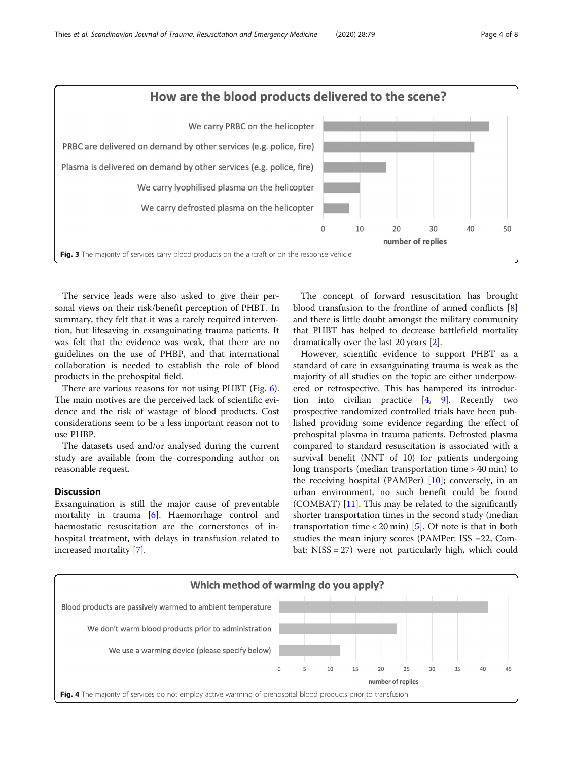Fig. 3 The majority of services carry blood products on the aircraft or on the response vehicle

The service leads were also asked to give their personal views on their risk/benefit perception of PHBT. In summary, they felt that it was a rarely required intervention, but lifesaving in exsanguinating trauma patients. It was felt that the evidence was weak, that there are no guidelines on the use of PHBP, and that international collaboration is needed to establish the role of blood products in the prehospital field.

There are various reasons for not using PHBT (Fig. 6). The main motives are the perceived lack of scientific evidence and the risk of wastage of blood products. Cost considerations seem to be a less important reason not to use PHBP.

The datasets used and/or analysed during the current study are available from the corresponding author on reasonable request.

## Discussion

Exsanguination is still the major cause of preventable mortality in trauma [6]. Haemorrhage control and haemostatic resuscitation are the cornerstones of in-hospital treatment, with delays in transfusion related to increased mortality [7].

The concept of forward resuscitation has brought blood transfusion to the frontline of armed conflicts [8] and there is little doubt amongst the military community that PHBT has helped to decrease battlefield mortality dramatically over the last 20 years [2].

However, scientific evidence to support PHBT as a standard of care in exsanguinating trauma is weak as the majority of all studies on the topic are either underpowered or retrospective. This has hampered its introduction into civilian practice [4, 9]. Recently two prospective randomized controlled trials have been published providing some evidence regarding the effect of prehospital plasma in trauma patients. Defrosted plasma compared to standard resuscitation is associated with a survival benefit (NNT of 10) for patients undergoing long transports (median transportation time > 40 min) to the receiving hospital (PAMPer) [10]; conversely, in an urban environment, no such benefit could be found (COMBAT) [11]. This may be related to the significantly shorter transportation times in the second study (median transportation time < 20 min) [5]. Of note is that in both studies the mean injury scores (PAMPer: ISS =22, Combat: NISS = 27) were not particularly high, which could

Fig. 4 The majority of services do not employ active warming of prehospital blood products prior to transfusion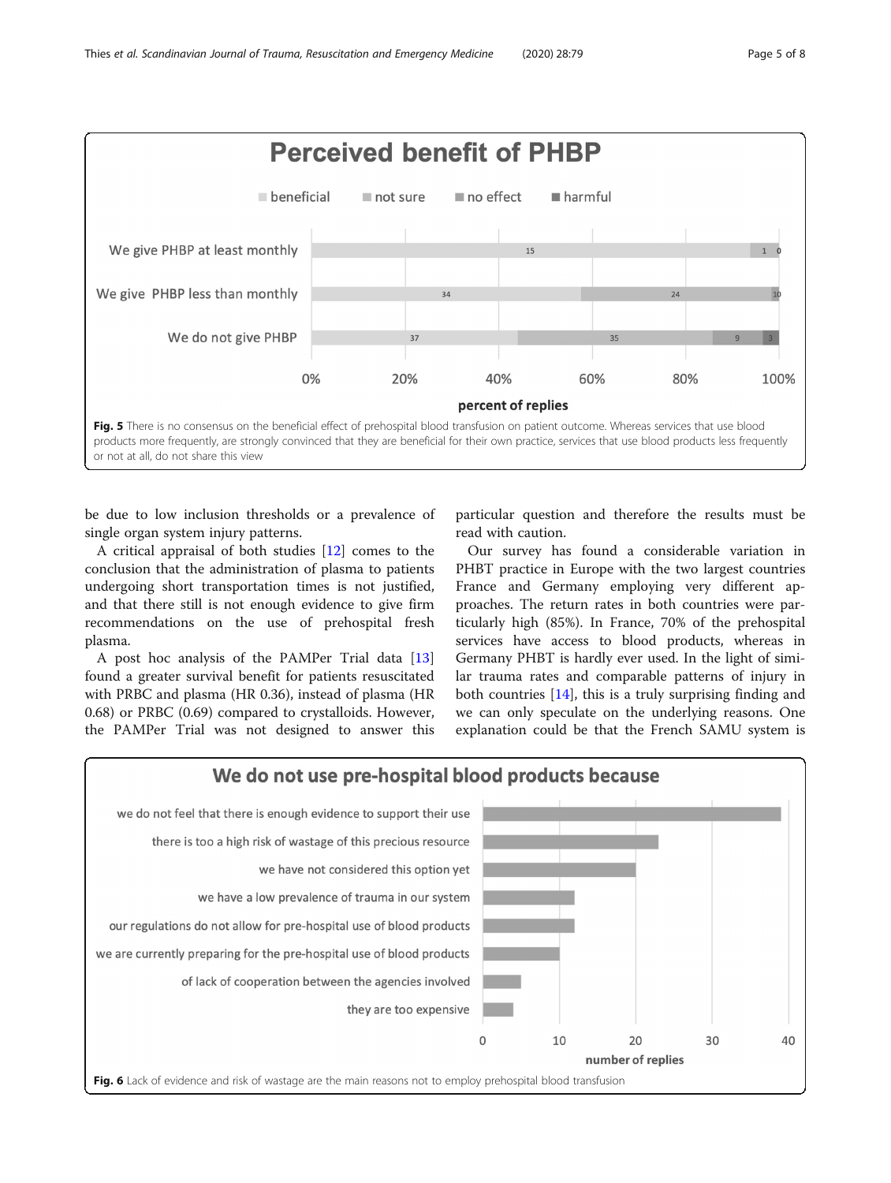Fig. 5 There is no consensus on the beneficial effect of prehospital blood transfusion on patient outcome. Whereas services that use blood products more frequently, are strongly convinced that they are beneficial for their own practice, services that use blood products less frequently or not at all, do not share this view

be due to low inclusion thresholds or a prevalence of single organ system injury patterns.

A critical appraisal of both studies [12] comes to the conclusion that the administration of plasma to patients undergoing short transportation times is not justified, and that there still is not enough evidence to give firm recommendations on the use of prehospital fresh plasma.

A post hoc analysis of the PAMPer Trial data [13] found a greater survival benefit for patients resuscitated with PRBC and plasma (HR 0.36), instead of plasma (HR 0.68) or PRBC (0.69) compared to crystalloids. However, the PAMPer Trial was not designed to answer this particular question and therefore the results must be read with caution.

Our survey has found a considerable variation in PHBT practice in Europe with the two largest countries France and Germany employing very different approaches. The return rates in both countries were particularly high (85%). In France, 70% of the prehospital services have access to blood products, whereas in Germany PHBT is hardly ever used. In the light of similar trauma rates and comparable patterns of injury in both countries [14], this is a truly surprising finding and we can only speculate on the underlying reasons. One explanation could be that the French SAMU system is

Fig. 6 Lack of evidence and risk of wastage are the main reasons not to employ prehospital blood transfusion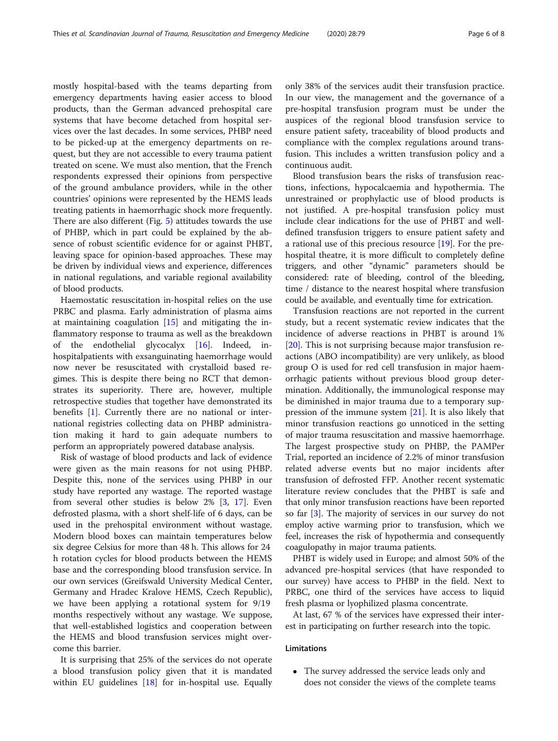mostly hospital-based with the teams departing from emergency departments having easier access to blood products, than the German advanced prehospital care systems that have become detached from hospital services over the last decades. In some services, PHBP need to be picked-up at the emergency departments on request, but they are not accessible to every trauma patient treated on scene. We must also mention, that the French respondents expressed their opinions from perspective of the ground ambulance providers, while in the other countries' opinions were represented by the HEMS leads treating patients in haemorrhagic shock more frequently. There are also different (Fig. 5) attitudes towards the use of PHBP, which in part could be explained by the absence of robust scientific evidence for or against PHBT, leaving space for opinion-based approaches. These may be driven by individual views and experience, differences in national regulations, and variable regional availability of blood products.

Haemostatic resuscitation in-hospital relies on the use PRBC and plasma. Early administration of plasma aims at maintaining coagulation [15] and mitigating the inflammatory response to trauma as well as the breakdown of the endothelial glycocalyx [16]. Indeed, in-hospitalpatients with exsanguinating haemorrhage would now never be resuscitated with crystalloid based regimes. This is despite there being no RCT that demonstrates its superiority. There are, however, multiple retrospective studies that together have demonstrated its benefits [1]. Currently there are no national or international registries collecting data on PHBP administration making it hard to gain adequate numbers to perform an appropriately powered database analysis.

Risk of wastage of blood products and lack of evidence were given as the main reasons for not using PHBP. Despite this, none of the services using PHBP in our study have reported any wastage. The reported wastage from several other studies is below 2% [3, 17]. Even defrosted plasma, with a short shelf-life of 6 days, can be used in the prehospital environment without wastage. Modern blood boxes can maintain temperatures below six degree Celsius for more than 48 h. This allows for 24 h rotation cycles for blood products between the HEMS base and the corresponding blood transfusion service. In our own services (Greifswald University Medical Center, Germany and Hradec Kralove HEMS, Czech Republic), we have been applying a rotational system for 9/19 months respectively without any wastage. We suppose, that well-established logistics and cooperation between the HEMS and blood transfusion services might overcome this barrier.

It is surprising that 25% of the services do not operate a blood transfusion policy given that it is mandated within EU guidelines [18] for in-hospital use. Equally only 38% of the services audit their transfusion practice. In our view, the management and the governance of a pre-hospital transfusion program must be under the auspices of the regional blood transfusion service to ensure patient safety, traceability of blood products and compliance with the complex regulations around transfusion. This includes a written transfusion policy and a continuous audit.

Blood transfusion bears the risks of transfusion reactions, infections, hypocalcaemia and hypothermia. The unrestrained or prophylactic use of blood products is not justified. A pre-hospital transfusion policy must include clear indications for the use of PHBT and well-defined transfusion triggers to ensure patient safety and a rational use of this precious resource [19]. For the pre-hospital theatre, it is more difficult to completely define triggers, and other "dynamic" parameters should be considered: rate of bleeding, control of the bleeding, time / distance to the nearest hospital where transfusion could be available, and eventually time for extrication.

Transfusion reactions are not reported in the current study, but a recent systematic review indicates that the incidence of adverse reactions in PHBT is around 1% [20]. This is not surprising because major transfusion reactions (ABO incompatibility) are very unlikely, as blood group O is used for red cell transfusion in major haemorrhagic patients without previous blood group determination. Additionally, the immunological response may be diminished in major trauma due to a temporary suppression of the immune system [21]. It is also likely that minor transfusion reactions go unnoticed in the setting of major trauma resuscitation and massive haemorrhage. The largest prospective study on PHBP, the PAMPer Trial, reported an incidence of 2.2% of minor transfusion related adverse events but no major incidents after transfusion of defrosted FFP. Another recent systematic literature review concludes that the PHBT is safe and that only minor transfusion reactions have been reported so far [3]. The majority of services in our survey do not employ active warming prior to transfusion, which we feel, increases the risk of hypothermia and consequently coagulopathy in major trauma patients.

PHBT is widely used in Europe; and almost 50% of the advanced pre-hospital services (that have responded to our survey) have access to PHBP in the field. Next to PRBC, one third of the services have access to liquid fresh plasma or lyophilized plasma concentrate.

At last, 67 % of the services have expressed their interest in participating on further research into the topic.

## Limitations

- The survey addressed the service leads only and does not consider the views of the complete teams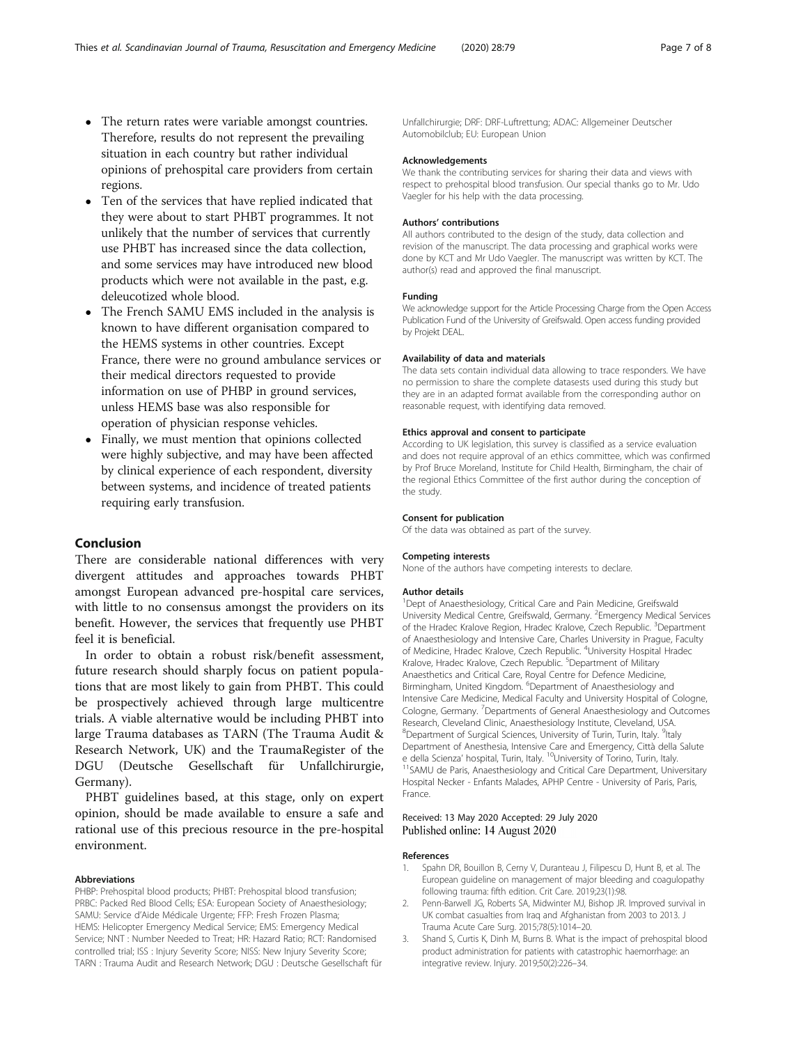- The return rates were variable amongst countries. Therefore, results do not represent the prevailing situation in each country but rather individual opinions of prehospital care providers from certain regions.
- Ten of the services that have replied indicated that they were about to start PHBT programmes. It not unlikely that the number of services that currently use PHBT has increased since the data collection, and some services may have introduced new blood products which were not available in the past, e.g. deleucotized whole blood.
- The French SAMU EMS included in the analysis is known to have different organisation compared to the HEMS systems in other countries. Except France, there were no ground ambulance services or their medical directors requested to provide information on use of PHBP in ground services, unless HEMS base was also responsible for operation of physician response vehicles.
- Finally, we must mention that opinions collected were highly subjective, and may have been affected by clinical experience of each respondent, diversity between systems, and incidence of treated patients requiring early transfusion.

## Conclusion

There are considerable national differences with very divergent attitudes and approaches towards PHBT amongst European advanced pre-hospital care services, with little to no consensus amongst the providers on its benefit. However, the services that frequently use PHBT feel it is beneficial.

In order to obtain a robust risk/benefit assessment, future research should sharply focus on patient populations that are most likely to gain from PHBT. This could be prospectively achieved through large multicentre trials. A viable alternative would be including PHBT into large Trauma databases as TARN (The Trauma Audit & Research Network, UK) and the TraumaRegister of the DGU (Deutsche Gesellschaft für Unfallchirurgie, Germany).

PHBT guidelines based, at this stage, only on expert opinion, should be made available to ensure a safe and rational use of this precious resource in the pre-hospital environment.

#### Abbreviations

PHBP: Prehospital blood products; PHBT: Prehospital blood transfusion; PRBC: Packed Red Blood Cells; ESA: European Society of Anaesthesiology; SAMU: Service d'Aide Médicale Urgente; FFP: Fresh Frozen Plasma; HEMS: Helicopter Emergency Medical Service; EMS: Emergency Medical Service; NNT : Number Needed to Treat; HR: Hazard Ratio; RCT: Randomised controlled trial; ISS : Injury Severity Score; NISS: New Injury Severity Score; TARN : Trauma Audit and Research Network; DGU : Deutsche Gesellschaft für Unfallchirurgie; DRF: DRF-Luftrettung; ADAC: Allgemeiner Deutscher Automobilclub; EU: European Union

#### Acknowledgements

We thank the contributing services for sharing their data and views with respect to prehospital blood transfusion. Our special thanks go to Mr. Udo Vaegler for his help with the data processing.

#### Authors' contributions

All authors contributed to the design of the study, data collection and revision of the manuscript. The data processing and graphical works were done by KCT and Mr Udo Vaegler. The manuscript was written by KCT. The author(s) read and approved the final manuscript.

#### Funding

We acknowledge support for the Article Processing Charge from the Open Access Publication Fund of the University of Greifswald. Open access funding provided by Projekt DEAL.

#### Availability of data and materials

The data sets contain individual data allowing to trace responders. We have no permission to share the complete datasests used during this study but they are in an adapted format available from the corresponding author on reasonable request, with identifying data removed.

#### Ethics approval and consent to participate

According to UK legislation, this survey is classified as a service evaluation and does not require approval of an ethics committee, which was confirmed by Prof Bruce Moreland, Institute for Child Health, Birmingham, the chair of the regional Ethics Committee of the first author during the conception of the study.

#### Consent for publication

Of the data was obtained as part of the survey.

#### Competing interests

None of the authors have competing interests to declare.

#### Author details

[1]Dept of Anaesthesiology, Critical Care and Pain Medicine, Greifswald University Medical Centre, Greifswald, Germany. [2]Emergency Medical Services of the Hradec Kralove Region, Hradec Kralove, Czech Republic. [3]Department of Anaesthesiology and Intensive Care, Charles University in Prague, Faculty of Medicine, Hradec Kralove, Czech Republic. [4]University Hospital Hradec Kralove, Hradec Kralove, Czech Republic. [5]Department of Military Anaesthetics and Critical Care, Royal Centre for Defence Medicine, Birmingham, United Kingdom. [6]Department of Anaesthesiology and Intensive Care Medicine, Medical Faculty and University Hospital of Cologne, Cologne, Germany. [7]Departments of General Anaesthesiology and Outcomes Research, Cleveland Clinic, Anaesthesiology Institute, Cleveland, USA. [8]Department of Surgical Sciences, University of Turin, Turin, Italy. [9]Italy Department of Anesthesia, Intensive Care and Emergency, Città della Salute e della Scienza' hospital, Turin, Italy. [10]University of Torino, Turin, Italy. [11]SAMU de Paris, Anaesthesiology and Critical Care Department, Universitary Hospital Necker - Enfants Malades, APHP Centre - University of Paris, Paris, France.

Received: 13 May 2020 Accepted: 29 July 2020
Published online: 14 August 2020

#### References

1. Spahn DR, Bouillon B, Cerny V, Duranteau J, Filipescu D, Hunt B, et al. The European guideline on management of major bleeding and coagulopathy following trauma: fifth edition. Crit Care. 2019;23(1):98.
2. Penn-Barwell JG, Roberts SA, Midwinter MJ, Bishop JR. Improved survival in UK combat casualties from Iraq and Afghanistan from 2003 to 2013. J Trauma Acute Care Surg. 2015;78(5):1014–20.
3. Shand S, Curtis K, Dinh M, Burns B. What is the impact of prehospital blood product administration for patients with catastrophic haemorrhage: an integrative review. Injury. 2019;50(2):226–34.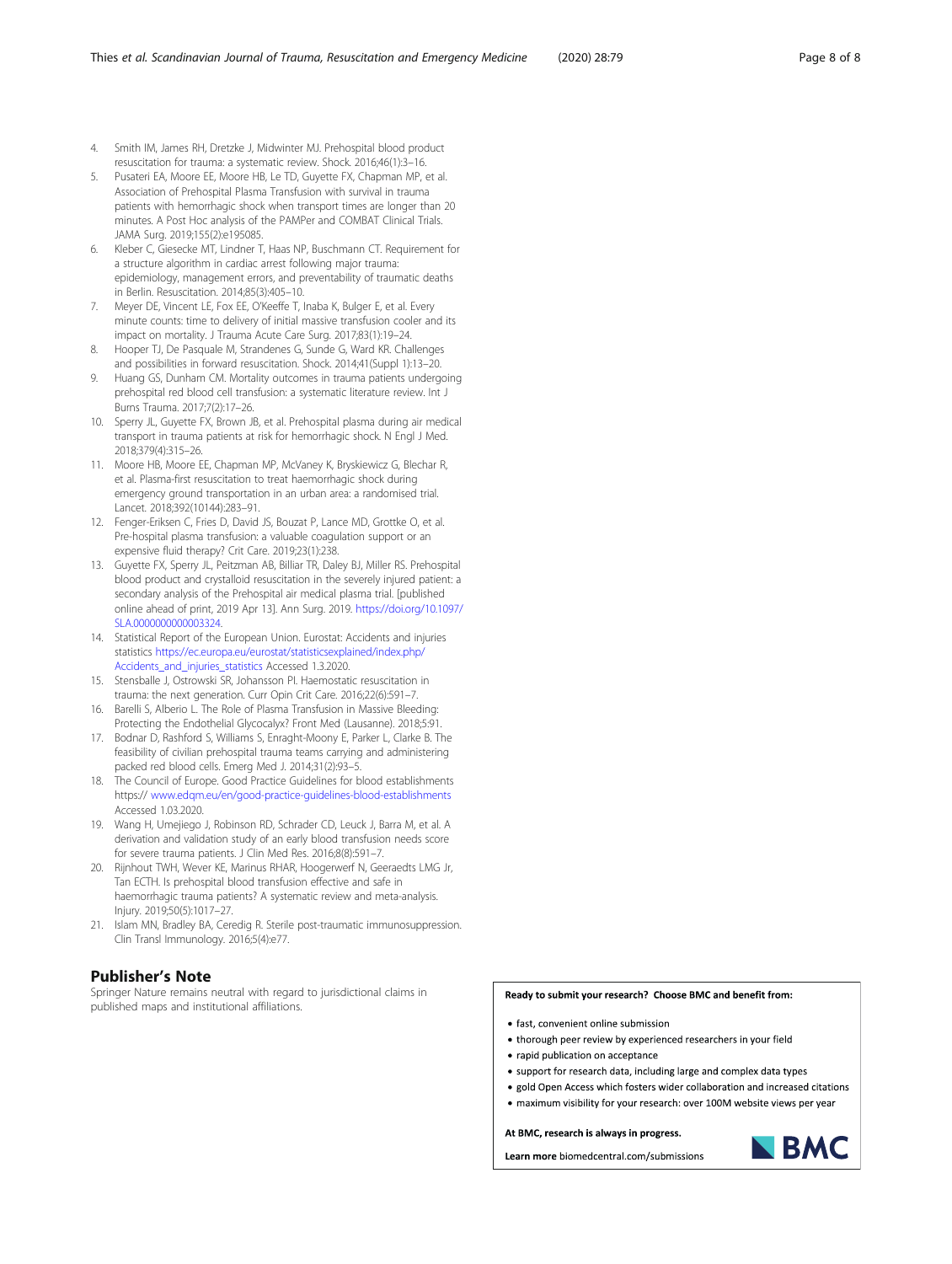4. Smith IM, James RH, Dretzke J, Midwinter MJ. Prehospital blood product resuscitation for trauma: a systematic review. Shock. 2016;46(1):3–16.
5. Pusateri EA, Moore EE, Moore HB, Le TD, Guyette FX, Chapman MP, et al. Association of Prehospital Plasma Transfusion with survival in trauma patients with hemorrhagic shock when transport times are longer than 20 minutes. A Post Hoc analysis of the PAMPer and COMBAT Clinical Trials. JAMA Surg. 2019;155(2):e195085.
6. Kleber C, Giesecke MT, Lindner T, Haas NP, Buschmann CT. Requirement for a structure algorithm in cardiac arrest following major trauma: epidemiology, management errors, and preventability of traumatic deaths in Berlin. Resuscitation. 2014;85(3):405–10.
7. Meyer DE, Vincent LE, Fox EE, O'Keeffe T, Inaba K, Bulger E, et al. Every minute counts: time to delivery of initial massive transfusion cooler and its impact on mortality. J Trauma Acute Care Surg. 2017;83(1):19–24.
8. Hooper TJ, De Pasquale M, Strandenes G, Sunde G, Ward KR. Challenges and possibilities in forward resuscitation. Shock. 2014;41(Suppl 1):13–20.
9. Huang GS, Dunham CM. Mortality outcomes in trauma patients undergoing prehospital red blood cell transfusion: a systematic literature review. Int J Burns Trauma. 2017;7(2):17–26.
10. Sperry JL, Guyette FX, Brown JB, et al. Prehospital plasma during air medical transport in trauma patients at risk for hemorrhagic shock. N Engl J Med. 2018;379(4):315–26.
11. Moore HB, Moore EE, Chapman MP, McVaney K, Bryskiewicz G, Blechar R, et al. Plasma-first resuscitation to treat haemorrhagic shock during emergency ground transportation in an urban area: a randomised trial. Lancet. 2018;392(10144):283–91.
12. Fenger-Eriksen C, Fries D, David JS, Bouzat P, Lance MD, Grottke O, et al. Pre-hospital plasma transfusion: a valuable coagulation support or an expensive fluid therapy? Crit Care. 2019;23(1):238.
13. Guyette FX, Sperry JL, Peitzman AB, Billiar TR, Daley BJ, Miller RS. Prehospital blood product and crystalloid resuscitation in the severely injured patient: a secondary analysis of the Prehospital air medical plasma trial. [published online ahead of print, 2019 Apr 13]. Ann Surg. 2019. https://doi.org/10.1097/SLA.0000000000003324.
14. Statistical Report of the European Union. Eurostat: Accidents and injuries statistics https://ec.europa.eu/eurostat/statisticsexplained/index.php/Accidents_and_injuries_statistics Accessed 1.3.2020.
15. Stensballe J, Ostrowski SR, Johansson PI. Haemostatic resuscitation in trauma: the next generation. Curr Opin Crit Care. 2016;22(6):591–7.
16. Barelli S, Alberio L. The Role of Plasma Transfusion in Massive Bleeding: Protecting the Endothelial Glycocalyx? Front Med (Lausanne). 2018;5:91.
17. Bodnar D, Rashford S, Williams S, Enraght-Moony E, Parker L, Clarke B. The feasibility of civilian prehospital trauma teams carrying and administering packed red blood cells. Emerg Med J. 2014;31(2):93–5.
18. The Council of Europe. Good Practice Guidelines for blood establishments https:// www.edqm.eu/en/good-practice-guidelines-blood-establishments Accessed 1.03.2020.
19. Wang H, Umejiego J, Robinson RD, Schrader CD, Leuck J, Barra M, et al. A derivation and validation study of an early blood transfusion needs score for severe trauma patients. J Clin Med Res. 2016;8(8):591–7.
20. Rijnhout TWH, Wever KE, Marinus RHAR, Hoogerwerf N, Geeraedts LMG Jr, Tan ECTH. Is prehospital blood transfusion effective and safe in haemorrhagic trauma patients? A systematic review and meta-analysis. Injury. 2019;50(5):1017–27.
21. Islam MN, Bradley BA, Ceredig R. Sterile post-traumatic immunosuppression. Clin Transl Immunology. 2016;5(4):e77.

## Publisher's Note

Springer Nature remains neutral with regard to jurisdictional claims in published maps and institutional affiliations.

**Ready to submit your research? Choose BMC and benefit from:**

- fast, convenient online submission
- thorough peer review by experienced researchers in your field
- rapid publication on acceptance
- support for research data, including large and complex data types
- gold Open Access which fosters wider collaboration and increased citations
- maximum visibility for your research: over 100M website views per year

**At BMC, research is always in progress.**

**Learn more** biomedcentral.com/submissions

BMC